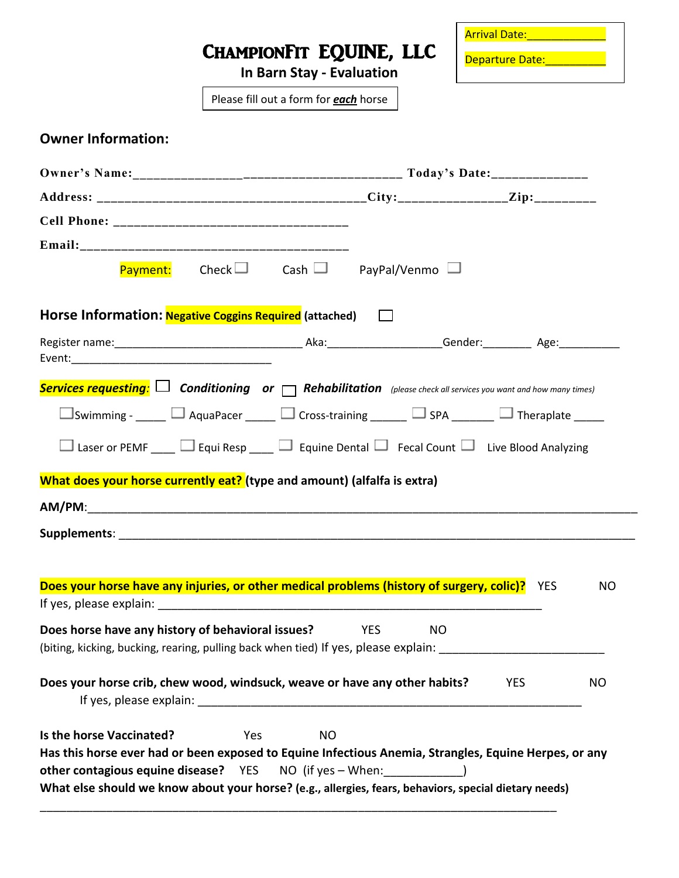Arrival Date:____________

Departure Date:__________

# ChampionFit EQUINE, LLC

## In Barn Stay - Evaluation

Please fill out a form for ***each*** horse

## Owner Information:

**Owner's Name:**_______________________________________ **Today's Date:**______________

**Address:** ______________________________________**City:**_______________**Zip:**_________

**Cell Phone:** ___________________________________

**Email:**_________________________________________

Payment: Check ☐ Cash ☐ PayPal/Venmo ☐

## Horse Information: Negative Coggins Required (attached) ☐

Register name:_________________________________ Aka:__________________Gender:________ Age:__________

Event:________________________________

***Services requesting:*** ☐ ***Conditioning*** ***or*** ☐ ***Rehabilitation*** *(please check all services you want and how many times)*

☐Swimming - _____ ☐ AquaPacer _____ ☐ Cross-training ______ ☐ SPA _______ ☐ Theraplate _____

☐ Laser or PEMF ____ ☐ Equi Resp ____ ☐ Equine Dental ☐ Fecal Count ☐ Live Blood Analyzing

**What does your horse currently eat? (type and amount) (alfalfa is extra)**

**AM/PM**:_____________________________________________________________________________

**Supplements**: _________________________________________________________________________

**Does your horse have any injuries, or other medical problems (history of surgery, colic)?** YES NO

If yes, please explain: ___________________________________________________________

**Does horse have any history of behavioral issues?** YES NO

(biting, kicking, bucking, rearing, pulling back when tied) If yes, please explain: _________________________

**Does your horse crib, chew wood, windsuck, weave or have any other habits?** YES NO

If yes, please explain: ___________________________________________________________

**Is the horse Vaccinated?** Yes NO

**Has this horse ever had or been exposed to Equine Infectious Anemia, Strangles, Equine Herpes, or any other contagious equine disease?** YES NO (if yes – When:____________)

**What else should we know about your horse? (e.g., allergies, fears, behaviors, special dietary needs)**

________________________________________________________________________________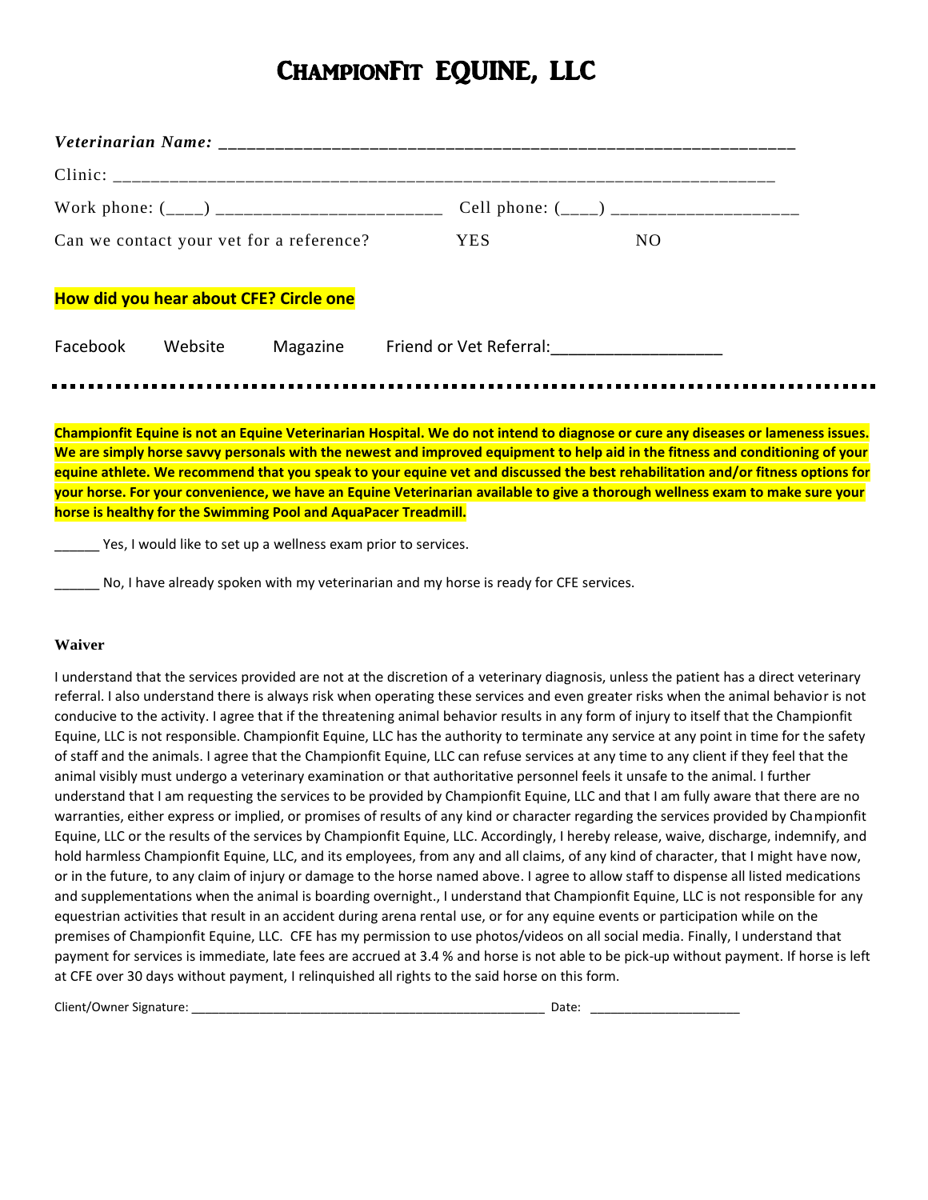# ChampionFit EQUINE, LLC

***Veterinarian Name:*** ________________________________________________________________

Clinic: ___________________________________________________________________________

Work phone: (____) ________________________ Cell phone: (____) ___________________

Can we contact your vet for a reference? YES NO

**How did you hear about CFE? Circle one**

Facebook Website Magazine Friend or Vet Referral:__________________

---

**Championfit Equine is not an Equine Veterinarian Hospital. We do not intend to diagnose or cure any diseases or lameness issues. We are simply horse savvy personals with the newest and improved equipment to help aid in the fitness and conditioning of your equine athlete. We recommend that you speak to your equine vet and discussed the best rehabilitation and/or fitness options for your horse. For your convenience, we have an Equine Veterinarian available to give a thorough wellness exam to make sure your horse is healthy for the Swimming Pool and AquaPacer Treadmill.**

______ Yes, I would like to set up a wellness exam prior to services.

______ No, I have already spoken with my veterinarian and my horse is ready for CFE services.

**Waiver**

I understand that the services provided are not at the discretion of a veterinary diagnosis, unless the patient has a direct veterinary referral. I also understand there is always risk when operating these services and even greater risks when the animal behavior is not conducive to the activity. I agree that if the threatening animal behavior results in any form of injury to itself that the Championfit Equine, LLC is not responsible. Championfit Equine, LLC has the authority to terminate any service at any point in time for the safety of staff and the animals. I agree that the Championfit Equine, LLC can refuse services at any time to any client if they feel that the animal visibly must undergo a veterinary examination or that authoritative personnel feels it unsafe to the animal. I further understand that I am requesting the services to be provided by Championfit Equine, LLC and that I am fully aware that there are no warranties, either express or implied, or promises of results of any kind or character regarding the services provided by Championfit Equine, LLC or the results of the services by Championfit Equine, LLC. Accordingly, I hereby release, waive, discharge, indemnify, and hold harmless Championfit Equine, LLC, and its employees, from any and all claims, of any kind of character, that I might have now, or in the future, to any claim of injury or damage to the horse named above. I agree to allow staff to dispense all listed medications and supplementations when the animal is boarding overnight., I understand that Championfit Equine, LLC is not responsible for any equestrian activities that result in an accident during arena rental use, or for any equine events or participation while on the premises of Championfit Equine, LLC. CFE has my permission to use photos/videos on all social media. Finally, I understand that payment for services is immediate, late fees are accrued at 3.4 % and horse is not able to be pick-up without payment. If horse is left at CFE over 30 days without payment, I relinquished all rights to the said horse on this form.

Client/Owner Signature: ____________________________________________________ Date: _____________________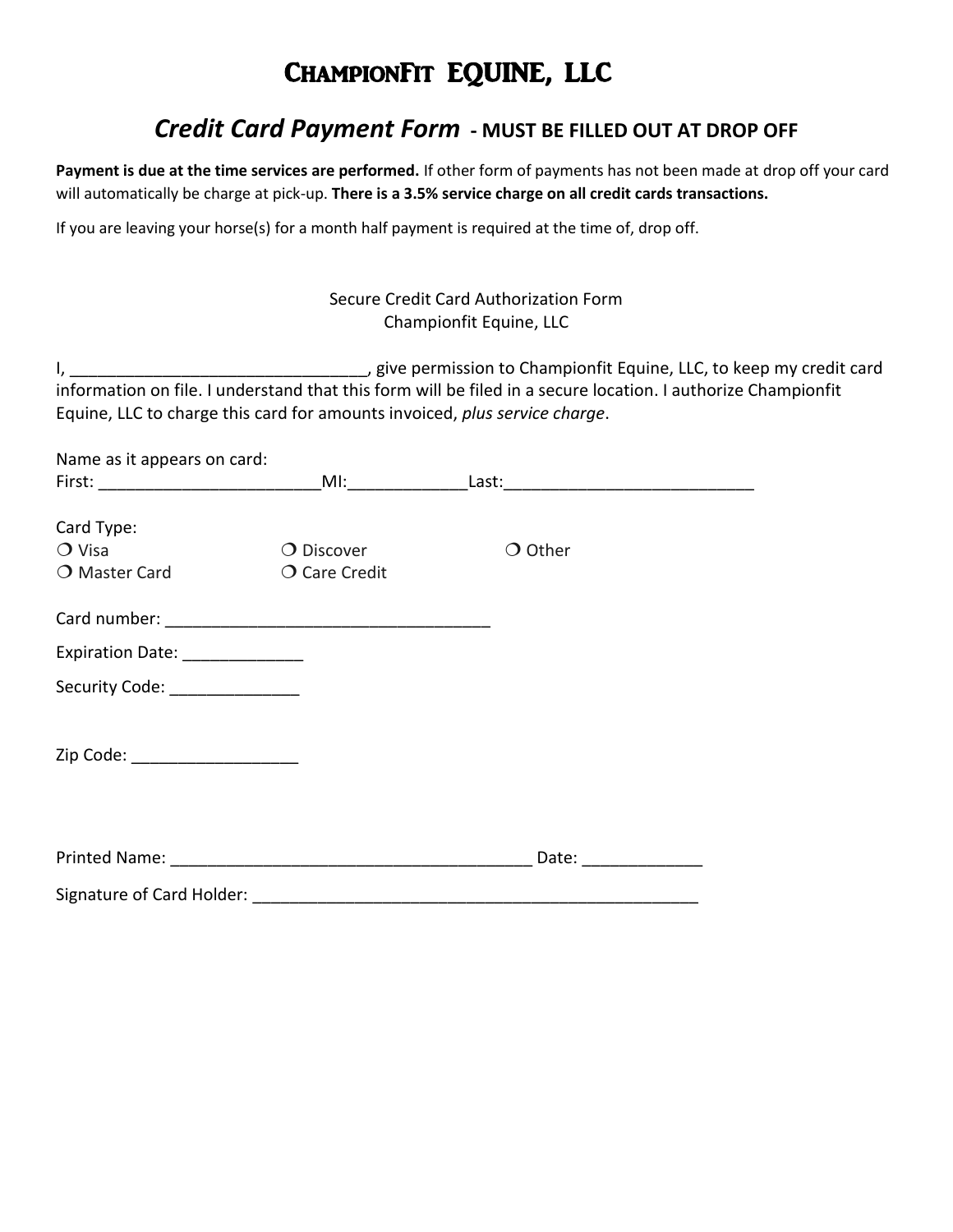# ChampionFit EQUINE, LLC

## *Credit Card Payment Form* - MUST BE FILLED OUT AT DROP OFF

**Payment is due at the time services are performed.** If other form of payments has not been made at drop off your card will automatically be charge at pick-up. **There is a 3.5% service charge on all credit cards transactions.**

If you are leaving your horse(s) for a month half payment is required at the time of, drop off.

Secure Credit Card Authorization Form
Championfit Equine, LLC

I, ________________________________, give permission to Championfit Equine, LLC, to keep my credit card information on file. I understand that this form will be filed in a secure location. I authorize Championfit Equine, LLC to charge this card for amounts invoiced, *plus service charge*.

Name as it appears on card:
First: ________________________MI:____________Last:__________________________

Card Type:

❍ Visa ❍ Discover ❍ Other
❍ Master Card ❍ Care Credit

Card number: ____________________________________

Expiration Date: _____________

Security Code: ______________

Zip Code: __________________

Printed Name: ________________________________________ Date: _____________

Signature of Card Holder: __________________________________________________